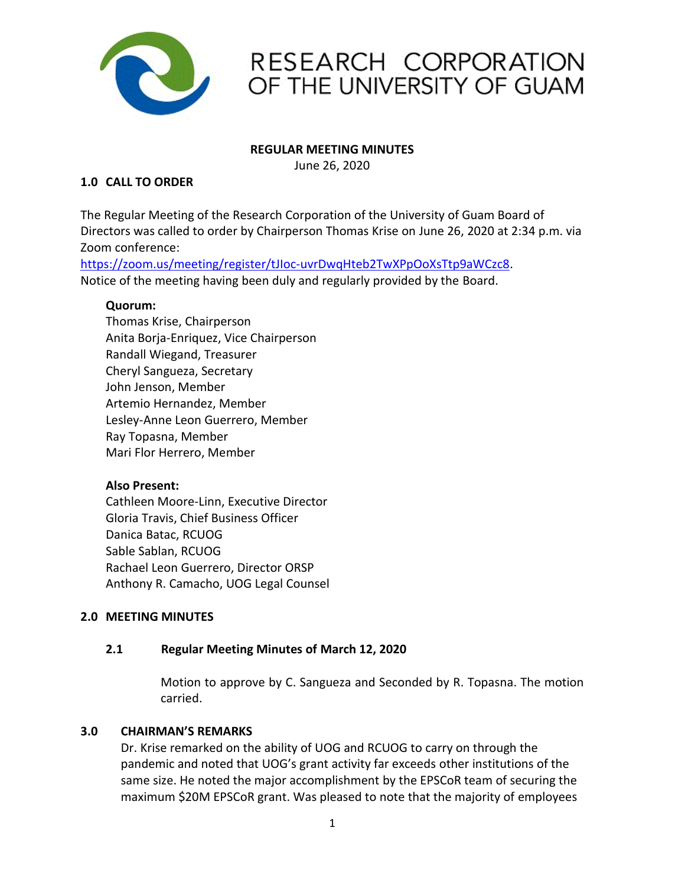# RESEARCH CORPORATION OF THE UNIVERSITY OF GUAM

**REGULAR MEETING MINUTES**

June 26, 2020

## 1.0 CALL TO ORDER

The Regular Meeting of the Research Corporation of the University of Guam Board of Directors was called to order by Chairperson Thomas Krise on June 26, 2020 at 2:34 p.m. via Zoom conference:
https://zoom.us/meeting/register/tJIoc-uvrDwqHteb2TwXPpOoXsTtp9aWCzc8.
Notice of the meeting having been duly and regularly provided by the Board.

**Quorum:**
Thomas Krise, Chairperson
Anita Borja-Enriquez, Vice Chairperson
Randall Wiegand, Treasurer
Cheryl Sangueza, Secretary
John Jenson, Member
Artemio Hernandez, Member
Lesley-Anne Leon Guerrero, Member
Ray Topasna, Member
Mari Flor Herrero, Member

**Also Present:**
Cathleen Moore-Linn, Executive Director
Gloria Travis, Chief Business Officer
Danica Batac, RCUOG
Sable Sablan, RCUOG
Rachael Leon Guerrero, Director ORSP
Anthony R. Camacho, UOG Legal Counsel

## 2.0 MEETING MINUTES

### 2.1 Regular Meeting Minutes of March 12, 2020

Motion to approve by C. Sangueza and Seconded by R. Topasna. The motion carried.

## 3.0 CHAIRMAN'S REMARKS

Dr. Krise remarked on the ability of UOG and RCUOG to carry on through the pandemic and noted that UOG's grant activity far exceeds other institutions of the same size. He noted the major accomplishment by the EPSCoR team of securing the maximum $20M EPSCoR grant. Was pleased to note that the majority of employees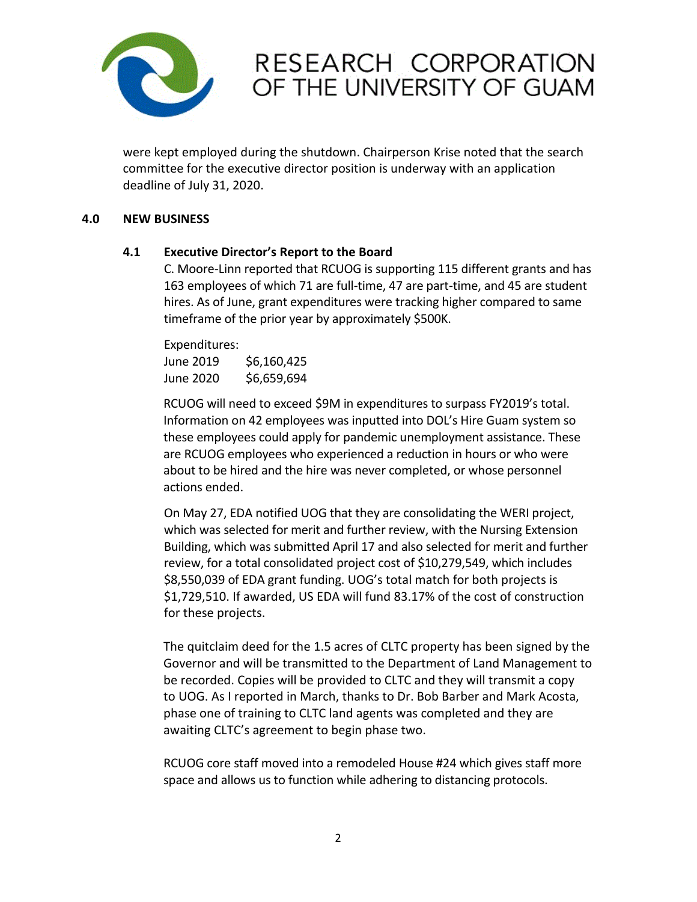were kept employed during the shutdown. Chairperson Krise noted that the search committee for the executive director position is underway with an application deadline of July 31, 2020.

## 4.0 NEW BUSINESS

### 4.1 Executive Director's Report to the Board

C. Moore-Linn reported that RCUOG is supporting 115 different grants and has 163 employees of which 71 are full-time, 47 are part-time, and 45 are student hires. As of June, grant expenditures were tracking higher compared to same timeframe of the prior year by approximately $500K.

Expenditures:

| | |
|---|---|
| June 2019 | $6,160,425 |
| June 2020 | $6,659,694 |

RCUOG will need to exceed $9M in expenditures to surpass FY2019's total. Information on 42 employees was inputted into DOL's Hire Guam system so these employees could apply for pandemic unemployment assistance. These are RCUOG employees who experienced a reduction in hours or who were about to be hired and the hire was never completed, or whose personnel actions ended.

On May 27, EDA notified UOG that they are consolidating the WERI project, which was selected for merit and further review, with the Nursing Extension Building, which was submitted April 17 and also selected for merit and further review, for a total consolidated project cost of $10,279,549, which includes $8,550,039 of EDA grant funding. UOG's total match for both projects is $1,729,510. If awarded, US EDA will fund 83.17% of the cost of construction for these projects.

The quitclaim deed for the 1.5 acres of CLTC property has been signed by the Governor and will be transmitted to the Department of Land Management to be recorded. Copies will be provided to CLTC and they will transmit a copy to UOG. As I reported in March, thanks to Dr. Bob Barber and Mark Acosta, phase one of training to CLTC land agents was completed and they are awaiting CLTC's agreement to begin phase two.

RCUOG core staff moved into a remodeled House #24 which gives staff more space and allows us to function while adhering to distancing protocols.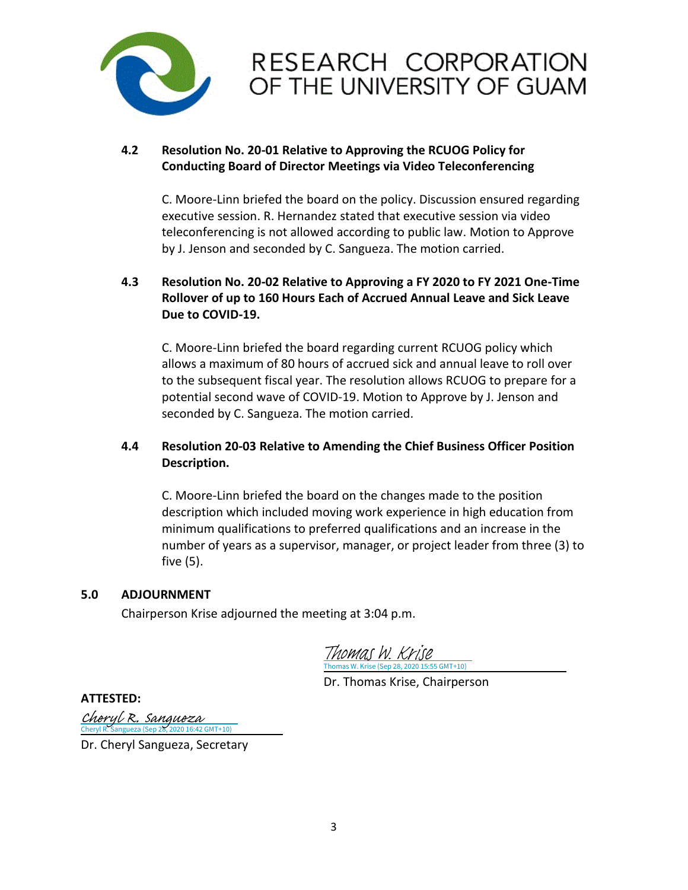# RESEARCH CORPORATION OF THE UNIVERSITY OF GUAM

### 4.2 Resolution No. 20-01 Relative to Approving the RCUOG Policy for Conducting Board of Director Meetings via Video Teleconferencing

C. Moore-Linn briefed the board on the policy. Discussion ensured regarding executive session. R. Hernandez stated that executive session via video teleconferencing is not allowed according to public law. Motion to Approve by J. Jenson and seconded by C. Sangueza. The motion carried.

### 4.3 Resolution No. 20-02 Relative to Approving a FY 2020 to FY 2021 One-Time Rollover of up to 160 Hours Each of Accrued Annual Leave and Sick Leave Due to COVID-19.

C. Moore-Linn briefed the board regarding current RCUOG policy which allows a maximum of 80 hours of accrued sick and annual leave to roll over to the subsequent fiscal year. The resolution allows RCUOG to prepare for a potential second wave of COVID-19. Motion to Approve by J. Jenson and seconded by C. Sangueza. The motion carried.

### 4.4 Resolution 20-03 Relative to Amending the Chief Business Officer Position Description.

C. Moore-Linn briefed the board on the changes made to the position description which included moving work experience in high education from minimum qualifications to preferred qualifications and an increase in the number of years as a supervisor, manager, or project leader from three (3) to five (5).

## 5.0 ADJOURNMENT

Chairperson Krise adjourned the meeting at 3:04 p.m.

Thomas W. Krise
Thomas W. Krise (Sep 28, 2020 15:55 GMT+10)

Dr. Thomas Krise, Chairperson

**ATTESTED:**

Cheryl R. Sangueza
Cheryl R. Sangueza (Sep 28, 2020 16:42 GMT+10)

Dr. Cheryl Sangueza, Secretary